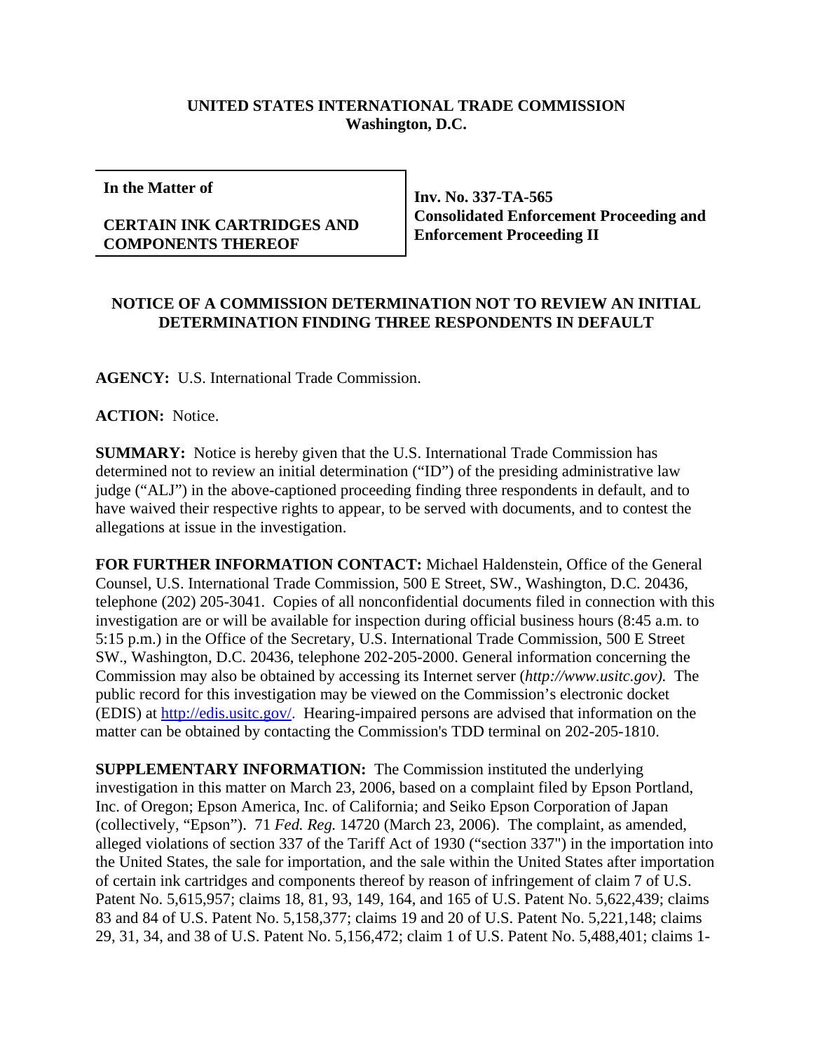**UNITED STATES INTERNATIONAL TRADE COMMISSION**
**Washington, D.C.**

| **In the Matter of** <br><br> **CERTAIN INK CARTRIDGES AND COMPONENTS THEREOF** | **Inv. No. 337-TA-565** <br> **Consolidated Enforcement Proceeding and Enforcement Proceeding II** |
|---|---|

**NOTICE OF A COMMISSION DETERMINATION NOT TO REVIEW AN INITIAL DETERMINATION FINDING THREE RESPONDENTS IN DEFAULT**

**AGENCY:** U.S. International Trade Commission.

**ACTION:** Notice.

**SUMMARY:** Notice is hereby given that the U.S. International Trade Commission has determined not to review an initial determination ("ID") of the presiding administrative law judge ("ALJ") in the above-captioned proceeding finding three respondents in default, and to have waived their respective rights to appear, to be served with documents, and to contest the allegations at issue in the investigation.

**FOR FURTHER INFORMATION CONTACT:** Michael Haldenstein, Office of the General Counsel, U.S. International Trade Commission, 500 E Street, SW., Washington, D.C. 20436, telephone (202) 205-3041. Copies of all nonconfidential documents filed in connection with this investigation are or will be available for inspection during official business hours (8:45 a.m. to 5:15 p.m.) in the Office of the Secretary, U.S. International Trade Commission, 500 E Street SW., Washington, D.C. 20436, telephone 202-205-2000. General information concerning the Commission may also be obtained by accessing its Internet server (*http://www.usitc.gov).* The public record for this investigation may be viewed on the Commission's electronic docket (EDIS) at http://edis.usitc.gov/. Hearing-impaired persons are advised that information on the matter can be obtained by contacting the Commission's TDD terminal on 202-205-1810.

**SUPPLEMENTARY INFORMATION:** The Commission instituted the underlying investigation in this matter on March 23, 2006, based on a complaint filed by Epson Portland, Inc. of Oregon; Epson America, Inc. of California; and Seiko Epson Corporation of Japan (collectively, "Epson"). 71 *Fed. Reg.* 14720 (March 23, 2006). The complaint, as amended, alleged violations of section 337 of the Tariff Act of 1930 ("section 337") in the importation into the United States, the sale for importation, and the sale within the United States after importation of certain ink cartridges and components thereof by reason of infringement of claim 7 of U.S. Patent No. 5,615,957; claims 18, 81, 93, 149, 164, and 165 of U.S. Patent No. 5,622,439; claims 83 and 84 of U.S. Patent No. 5,158,377; claims 19 and 20 of U.S. Patent No. 5,221,148; claims 29, 31, 34, and 38 of U.S. Patent No. 5,156,472; claim 1 of U.S. Patent No. 5,488,401; claims 1-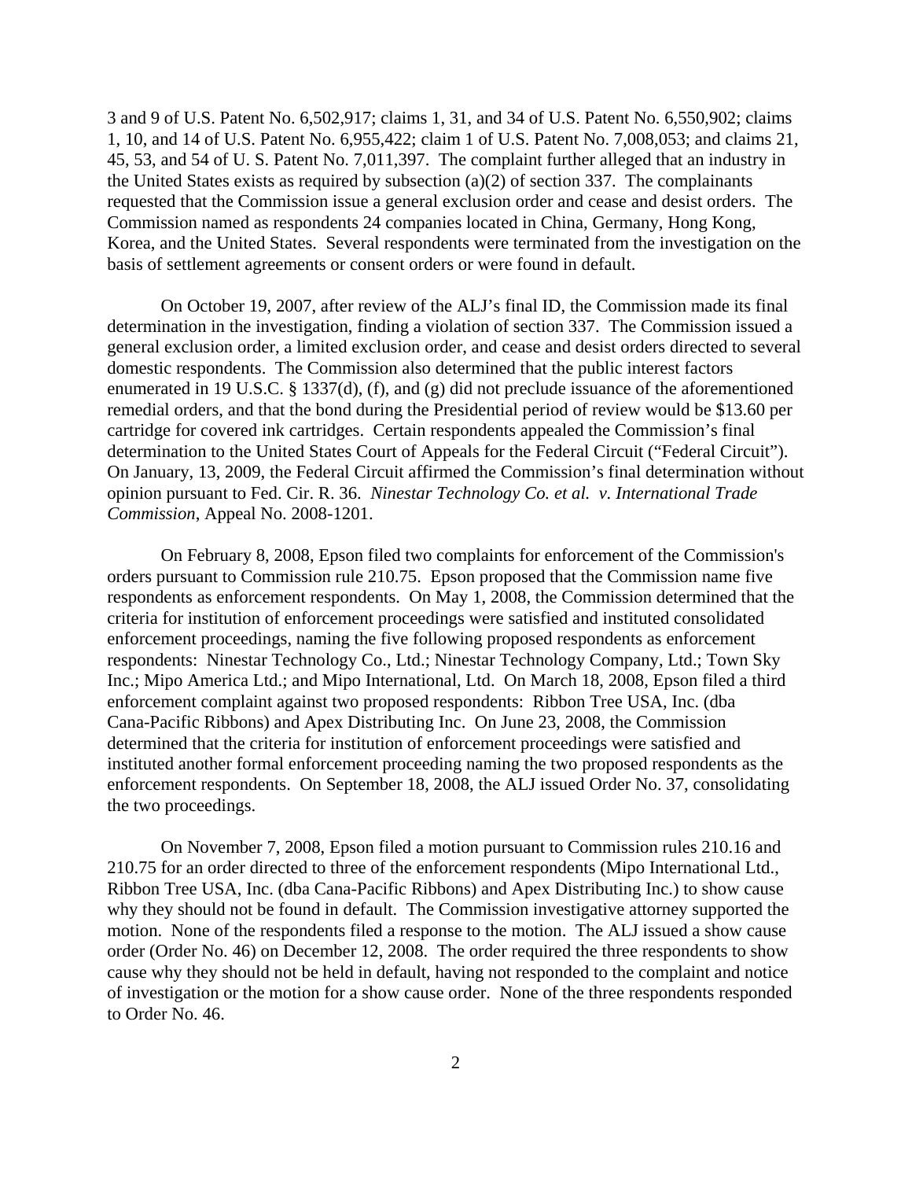3 and 9 of U.S. Patent No. 6,502,917; claims 1, 31, and 34 of U.S. Patent No. 6,550,902; claims 1, 10, and 14 of U.S. Patent No. 6,955,422; claim 1 of U.S. Patent No. 7,008,053; and claims 21, 45, 53, and 54 of U. S. Patent No. 7,011,397. The complaint further alleged that an industry in the United States exists as required by subsection (a)(2) of section 337. The complainants requested that the Commission issue a general exclusion order and cease and desist orders. The Commission named as respondents 24 companies located in China, Germany, Hong Kong, Korea, and the United States. Several respondents were terminated from the investigation on the basis of settlement agreements or consent orders or were found in default.

On October 19, 2007, after review of the ALJ's final ID, the Commission made its final determination in the investigation, finding a violation of section 337. The Commission issued a general exclusion order, a limited exclusion order, and cease and desist orders directed to several domestic respondents. The Commission also determined that the public interest factors enumerated in 19 U.S.C. § 1337(d), (f), and (g) did not preclude issuance of the aforementioned remedial orders, and that the bond during the Presidential period of review would be $13.60 per cartridge for covered ink cartridges. Certain respondents appealed the Commission's final determination to the United States Court of Appeals for the Federal Circuit ("Federal Circuit"). On January, 13, 2009, the Federal Circuit affirmed the Commission's final determination without opinion pursuant to Fed. Cir. R. 36. *Ninestar Technology Co. et al. v. International Trade Commission*, Appeal No. 2008-1201.

On February 8, 2008, Epson filed two complaints for enforcement of the Commission's orders pursuant to Commission rule 210.75. Epson proposed that the Commission name five respondents as enforcement respondents. On May 1, 2008, the Commission determined that the criteria for institution of enforcement proceedings were satisfied and instituted consolidated enforcement proceedings, naming the five following proposed respondents as enforcement respondents: Ninestar Technology Co., Ltd.; Ninestar Technology Company, Ltd.; Town Sky Inc.; Mipo America Ltd.; and Mipo International, Ltd. On March 18, 2008, Epson filed a third enforcement complaint against two proposed respondents: Ribbon Tree USA, Inc. (dba Cana-Pacific Ribbons) and Apex Distributing Inc. On June 23, 2008, the Commission determined that the criteria for institution of enforcement proceedings were satisfied and instituted another formal enforcement proceeding naming the two proposed respondents as the enforcement respondents. On September 18, 2008, the ALJ issued Order No. 37, consolidating the two proceedings.

On November 7, 2008, Epson filed a motion pursuant to Commission rules 210.16 and 210.75 for an order directed to three of the enforcement respondents (Mipo International Ltd., Ribbon Tree USA, Inc. (dba Cana-Pacific Ribbons) and Apex Distributing Inc.) to show cause why they should not be found in default. The Commission investigative attorney supported the motion. None of the respondents filed a response to the motion. The ALJ issued a show cause order (Order No. 46) on December 12, 2008. The order required the three respondents to show cause why they should not be held in default, having not responded to the complaint and notice of investigation or the motion for a show cause order. None of the three respondents responded to Order No. 46.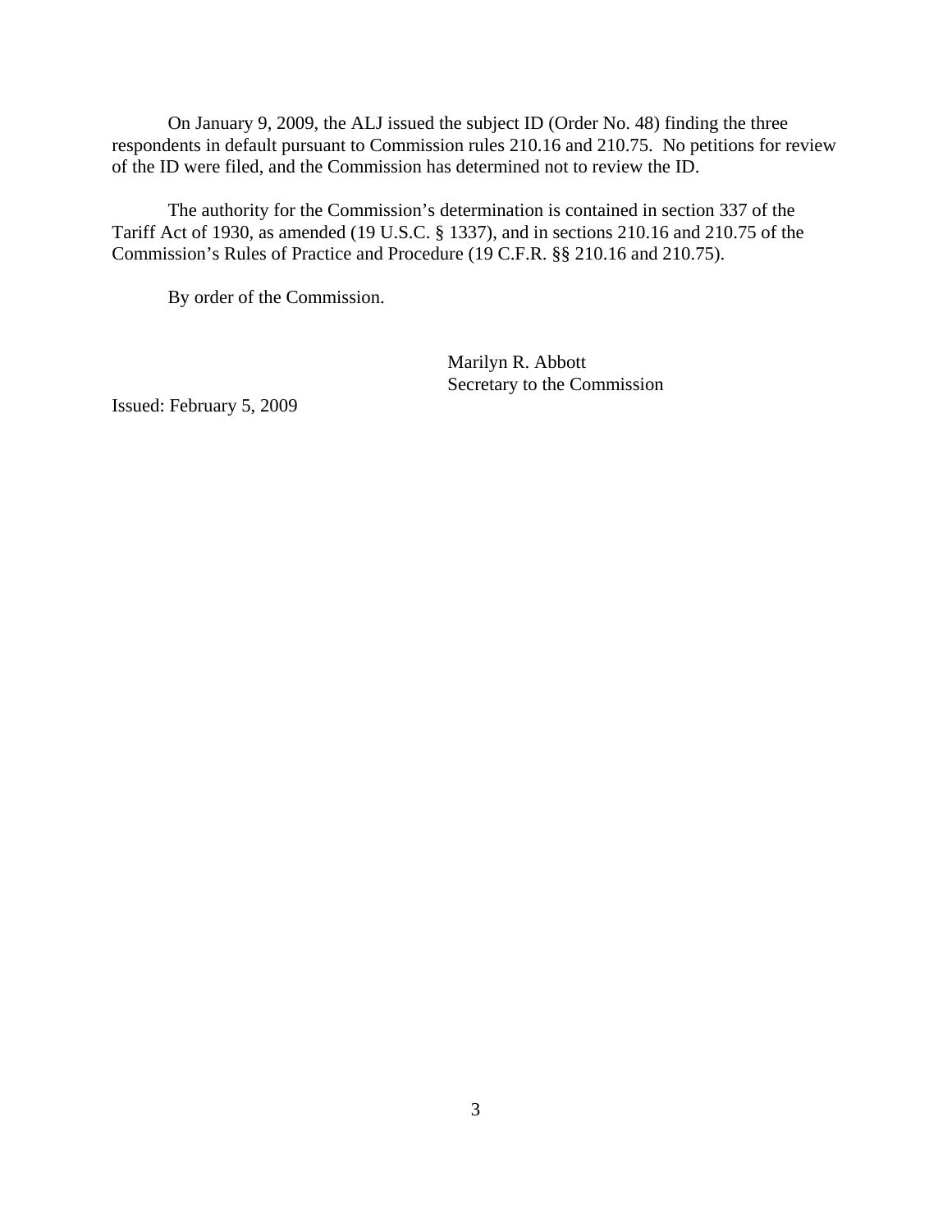On January 9, 2009, the ALJ issued the subject ID (Order No. 48) finding the three respondents in default pursuant to Commission rules 210.16 and 210.75. No petitions for review of the ID were filed, and the Commission has determined not to review the ID.

The authority for the Commission's determination is contained in section 337 of the Tariff Act of 1930, as amended (19 U.S.C. § 1337), and in sections 210.16 and 210.75 of the Commission's Rules of Practice and Procedure (19 C.F.R. §§ 210.16 and 210.75).

By order of the Commission.

Marilyn R. Abbott
Secretary to the Commission

Issued: February 5, 2009